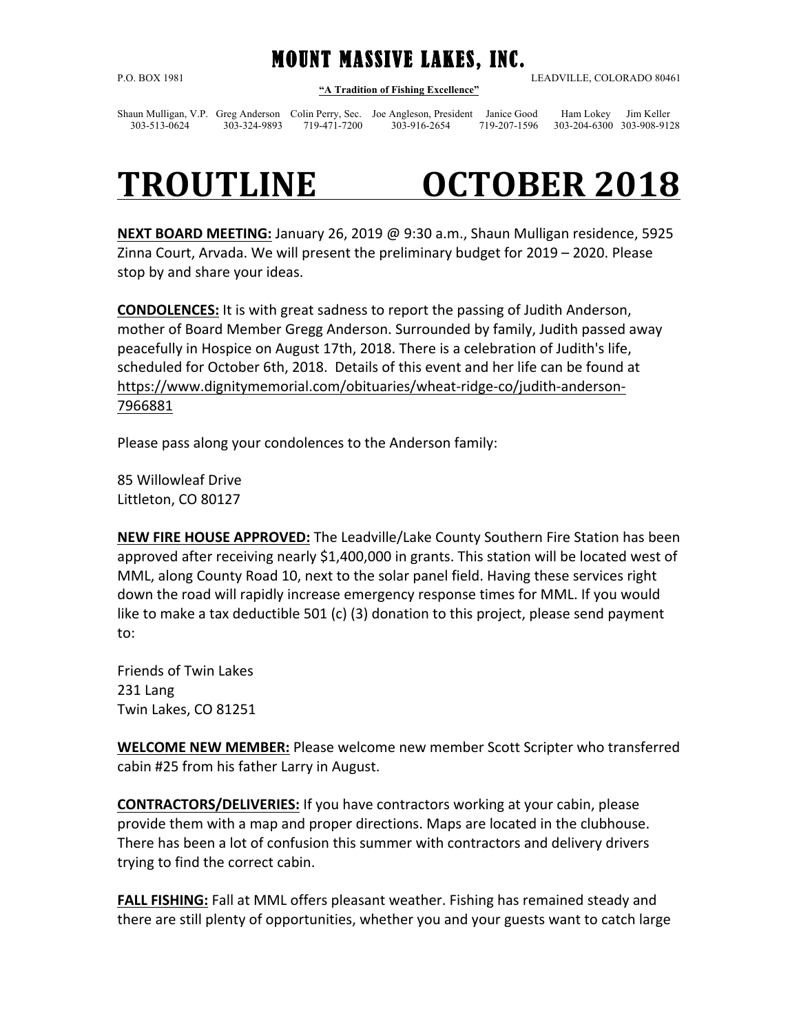# MOUNT MASSIVE LAKES, INC.

P.O. BOX 1981 LEADVILLE, COLORADO 80461

**"A Tradition of Fishing Excellence"**

| Shaun Mulligan, V.P. | Greg Anderson | Colin Perry, Sec. | Joe Angleson, President | Janice Good | Ham Lokey | Jim Keller |
|---|---|---|---|---|---|---|
| 303-513-0624 | 303-324-9893 | 719-471-7200 | 303-916-2654 | 719-207-1596 | 303-204-6300 | 303-908-9128 |

# TROUTLINE OCTOBER 2018

**NEXT BOARD MEETING:** January 26, 2019 @ 9:30 a.m., Shaun Mulligan residence, 5925 Zinna Court, Arvada. We will present the preliminary budget for 2019 – 2020. Please stop by and share your ideas.

**CONDOLENCES:** It is with great sadness to report the passing of Judith Anderson, mother of Board Member Gregg Anderson. Surrounded by family, Judith passed away peacefully in Hospice on August 17th, 2018. There is a celebration of Judith's life, scheduled for October 6th, 2018. Details of this event and her life can be found at https://www.dignitymemorial.com/obituaries/wheat-ridge-co/judith-anderson-7966881

Please pass along your condolences to the Anderson family:

85 Willowleaf Drive
Littleton, CO 80127

**NEW FIRE HOUSE APPROVED:** The Leadville/Lake County Southern Fire Station has been approved after receiving nearly $1,400,000 in grants. This station will be located west of MML, along County Road 10, next to the solar panel field. Having these services right down the road will rapidly increase emergency response times for MML. If you would like to make a tax deductible 501 (c) (3) donation to this project, please send payment to:

Friends of Twin Lakes
231 Lang
Twin Lakes, CO 81251

**WELCOME NEW MEMBER:** Please welcome new member Scott Scripter who transferred cabin #25 from his father Larry in August.

**CONTRACTORS/DELIVERIES:** If you have contractors working at your cabin, please provide them with a map and proper directions. Maps are located in the clubhouse. There has been a lot of confusion this summer with contractors and delivery drivers trying to find the correct cabin.

**FALL FISHING:** Fall at MML offers pleasant weather. Fishing has remained steady and there are still plenty of opportunities, whether you and your guests want to catch large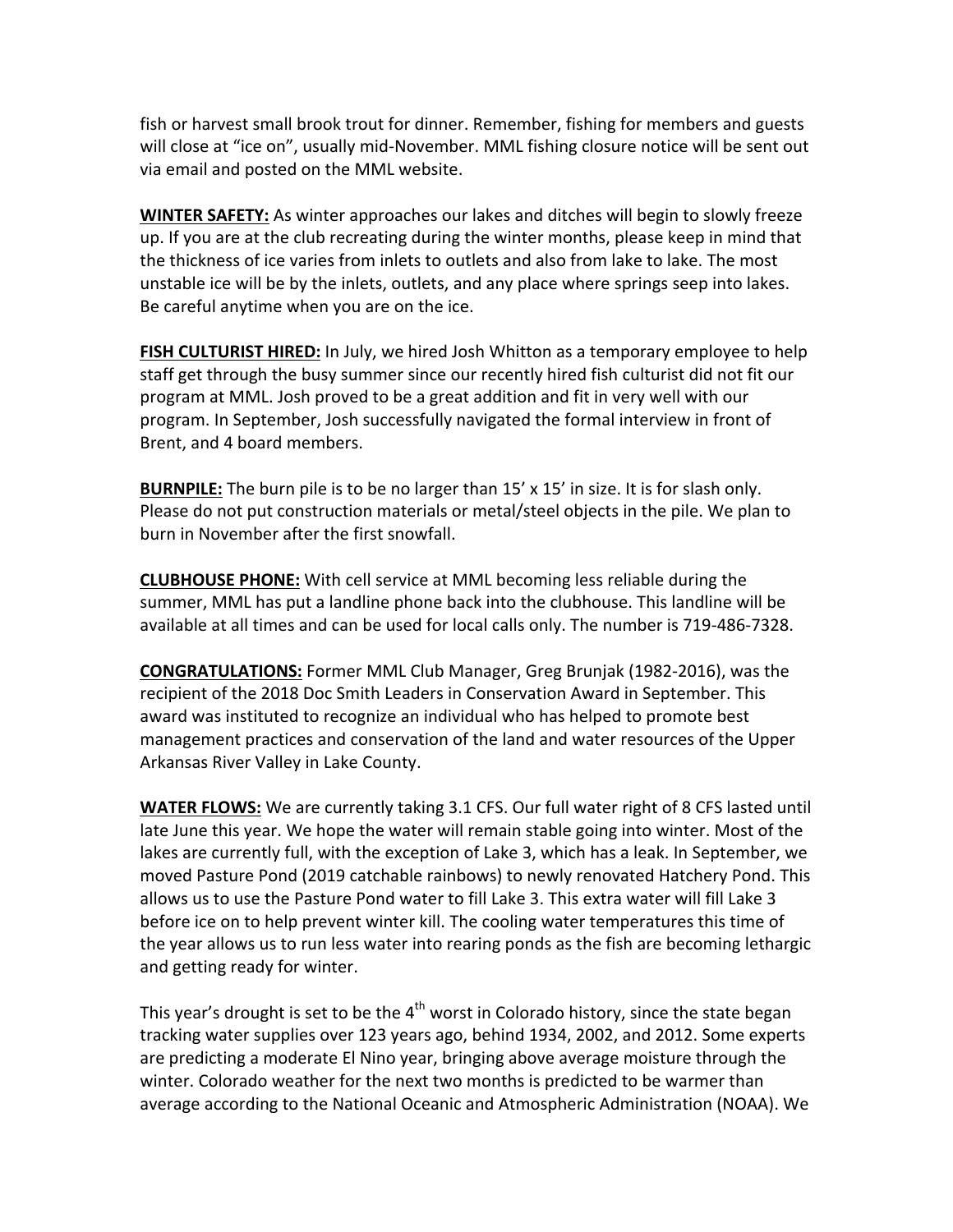fish or harvest small brook trout for dinner. Remember, fishing for members and guests will close at "ice on", usually mid-November. MML fishing closure notice will be sent out via email and posted on the MML website.

**WINTER SAFETY:** As winter approaches our lakes and ditches will begin to slowly freeze up. If you are at the club recreating during the winter months, please keep in mind that the thickness of ice varies from inlets to outlets and also from lake to lake. The most unstable ice will be by the inlets, outlets, and any place where springs seep into lakes. Be careful anytime when you are on the ice.

**FISH CULTURIST HIRED:** In July, we hired Josh Whitton as a temporary employee to help staff get through the busy summer since our recently hired fish culturist did not fit our program at MML. Josh proved to be a great addition and fit in very well with our program. In September, Josh successfully navigated the formal interview in front of Brent, and 4 board members.

**BURNPILE:** The burn pile is to be no larger than 15' x 15' in size. It is for slash only. Please do not put construction materials or metal/steel objects in the pile. We plan to burn in November after the first snowfall.

**CLUBHOUSE PHONE:** With cell service at MML becoming less reliable during the summer, MML has put a landline phone back into the clubhouse. This landline will be available at all times and can be used for local calls only. The number is 719-486-7328.

**CONGRATULATIONS:** Former MML Club Manager, Greg Brunjak (1982-2016), was the recipient of the 2018 Doc Smith Leaders in Conservation Award in September. This award was instituted to recognize an individual who has helped to promote best management practices and conservation of the land and water resources of the Upper Arkansas River Valley in Lake County.

**WATER FLOWS:** We are currently taking 3.1 CFS. Our full water right of 8 CFS lasted until late June this year. We hope the water will remain stable going into winter. Most of the lakes are currently full, with the exception of Lake 3, which has a leak. In September, we moved Pasture Pond (2019 catchable rainbows) to newly renovated Hatchery Pond. This allows us to use the Pasture Pond water to fill Lake 3. This extra water will fill Lake 3 before ice on to help prevent winter kill. The cooling water temperatures this time of the year allows us to run less water into rearing ponds as the fish are becoming lethargic and getting ready for winter.

This year's drought is set to be the 4th worst in Colorado history, since the state began tracking water supplies over 123 years ago, behind 1934, 2002, and 2012. Some experts are predicting a moderate El Nino year, bringing above average moisture through the winter. Colorado weather for the next two months is predicted to be warmer than average according to the National Oceanic and Atmospheric Administration (NOAA). We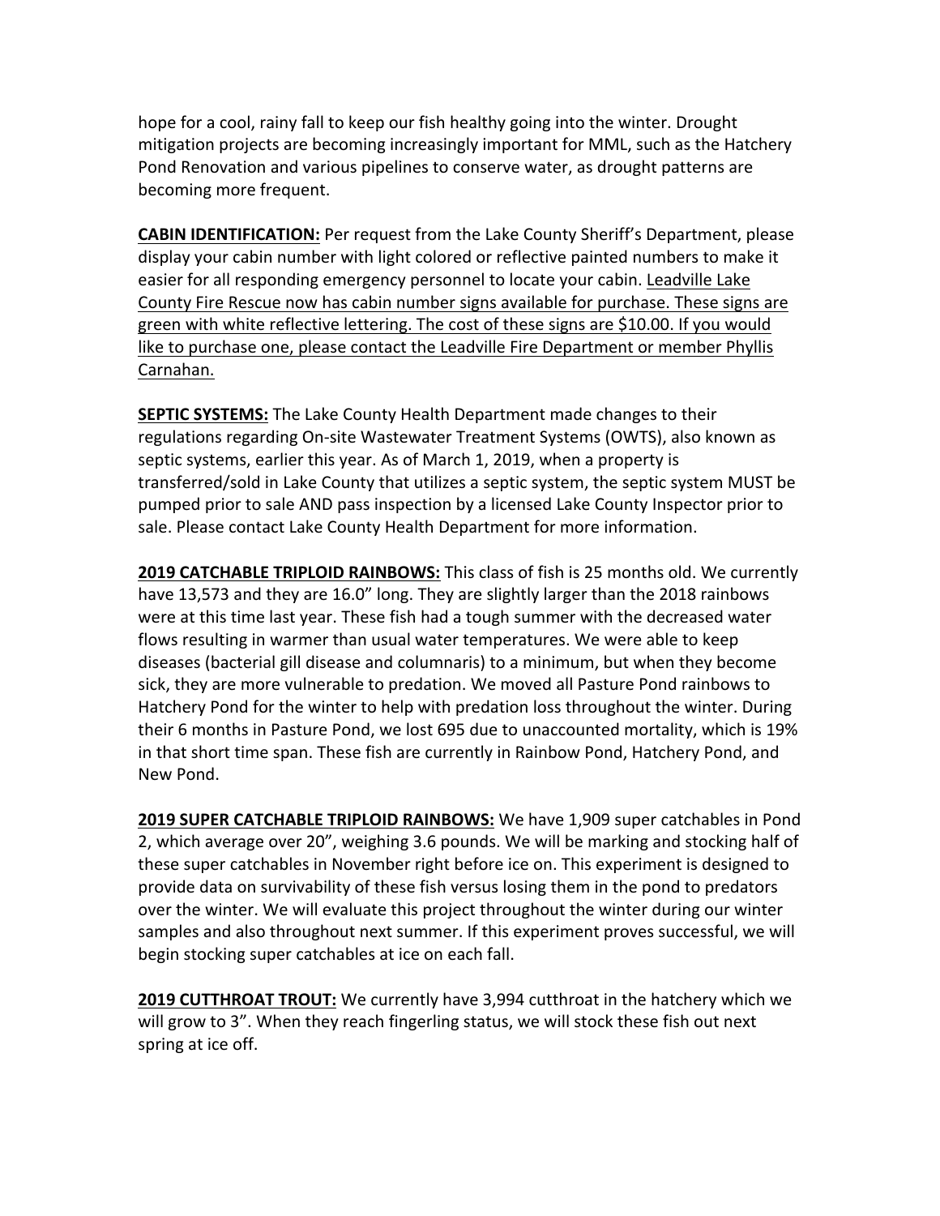hope for a cool, rainy fall to keep our fish healthy going into the winter. Drought mitigation projects are becoming increasingly important for MML, such as the Hatchery Pond Renovation and various pipelines to conserve water, as drought patterns are becoming more frequent.

**CABIN IDENTIFICATION:** Per request from the Lake County Sheriff's Department, please display your cabin number with light colored or reflective painted numbers to make it easier for all responding emergency personnel to locate your cabin. <u>Leadville Lake County Fire Rescue now has cabin number signs available for purchase. These signs are green with white reflective lettering. The cost of these signs are $10.00. If you would like to purchase one, please contact the Leadville Fire Department or member Phyllis Carnahan.</u>

**SEPTIC SYSTEMS:** The Lake County Health Department made changes to their regulations regarding On-site Wastewater Treatment Systems (OWTS), also known as septic systems, earlier this year. As of March 1, 2019, when a property is transferred/sold in Lake County that utilizes a septic system, the septic system MUST be pumped prior to sale AND pass inspection by a licensed Lake County Inspector prior to sale. Please contact Lake County Health Department for more information.

**2019 CATCHABLE TRIPLOID RAINBOWS:** This class of fish is 25 months old. We currently have 13,573 and they are 16.0" long. They are slightly larger than the 2018 rainbows were at this time last year. These fish had a tough summer with the decreased water flows resulting in warmer than usual water temperatures. We were able to keep diseases (bacterial gill disease and columnaris) to a minimum, but when they become sick, they are more vulnerable to predation. We moved all Pasture Pond rainbows to Hatchery Pond for the winter to help with predation loss throughout the winter. During their 6 months in Pasture Pond, we lost 695 due to unaccounted mortality, which is 19% in that short time span. These fish are currently in Rainbow Pond, Hatchery Pond, and New Pond.

**2019 SUPER CATCHABLE TRIPLOID RAINBOWS:** We have 1,909 super catchables in Pond 2, which average over 20", weighing 3.6 pounds. We will be marking and stocking half of these super catchables in November right before ice on. This experiment is designed to provide data on survivability of these fish versus losing them in the pond to predators over the winter. We will evaluate this project throughout the winter during our winter samples and also throughout next summer. If this experiment proves successful, we will begin stocking super catchables at ice on each fall.

**2019 CUTTHROAT TROUT:** We currently have 3,994 cutthroat in the hatchery which we will grow to 3". When they reach fingerling status, we will stock these fish out next spring at ice off.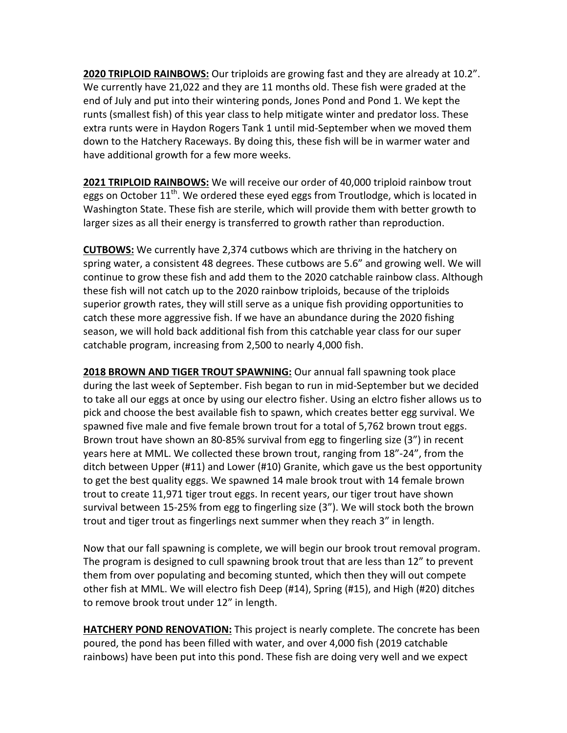**2020 TRIPLOID RAINBOWS:** Our triploids are growing fast and they are already at 10.2". We currently have 21,022 and they are 11 months old. These fish were graded at the end of July and put into their wintering ponds, Jones Pond and Pond 1. We kept the runts (smallest fish) of this year class to help mitigate winter and predator loss. These extra runts were in Haydon Rogers Tank 1 until mid-September when we moved them down to the Hatchery Raceways. By doing this, these fish will be in warmer water and have additional growth for a few more weeks.

**2021 TRIPLOID RAINBOWS:** We will receive our order of 40,000 triploid rainbow trout eggs on October 11th. We ordered these eyed eggs from Troutlodge, which is located in Washington State. These fish are sterile, which will provide them with better growth to larger sizes as all their energy is transferred to growth rather than reproduction.

**CUTBOWS:** We currently have 2,374 cutbows which are thriving in the hatchery on spring water, a consistent 48 degrees. These cutbows are 5.6" and growing well. We will continue to grow these fish and add them to the 2020 catchable rainbow class. Although these fish will not catch up to the 2020 rainbow triploids, because of the triploids superior growth rates, they will still serve as a unique fish providing opportunities to catch these more aggressive fish. If we have an abundance during the 2020 fishing season, we will hold back additional fish from this catchable year class for our super catchable program, increasing from 2,500 to nearly 4,000 fish.

**2018 BROWN AND TIGER TROUT SPAWNING:** Our annual fall spawning took place during the last week of September. Fish began to run in mid-September but we decided to take all our eggs at once by using our electro fisher. Using an elctro fisher allows us to pick and choose the best available fish to spawn, which creates better egg survival. We spawned five male and five female brown trout for a total of 5,762 brown trout eggs. Brown trout have shown an 80-85% survival from egg to fingerling size (3") in recent years here at MML. We collected these brown trout, ranging from 18"-24", from the ditch between Upper (#11) and Lower (#10) Granite, which gave us the best opportunity to get the best quality eggs. We spawned 14 male brook trout with 14 female brown trout to create 11,971 tiger trout eggs. In recent years, our tiger trout have shown survival between 15-25% from egg to fingerling size (3"). We will stock both the brown trout and tiger trout as fingerlings next summer when they reach 3" in length.

Now that our fall spawning is complete, we will begin our brook trout removal program. The program is designed to cull spawning brook trout that are less than 12" to prevent them from over populating and becoming stunted, which then they will out compete other fish at MML. We will electro fish Deep (#14), Spring (#15), and High (#20) ditches to remove brook trout under 12" in length.

**HATCHERY POND RENOVATION:** This project is nearly complete. The concrete has been poured, the pond has been filled with water, and over 4,000 fish (2019 catchable rainbows) have been put into this pond. These fish are doing very well and we expect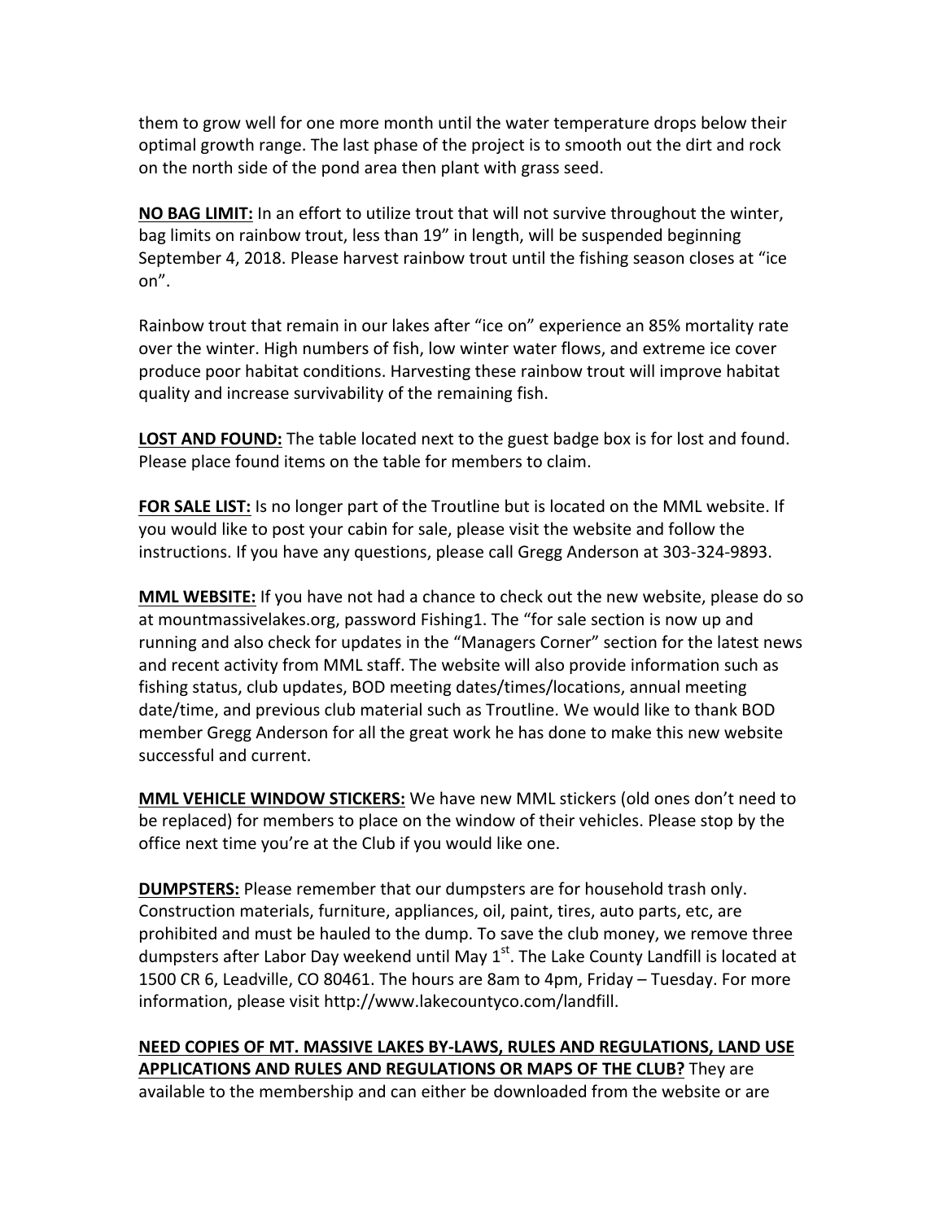them to grow well for one more month until the water temperature drops below their optimal growth range. The last phase of the project is to smooth out the dirt and rock on the north side of the pond area then plant with grass seed.

**NO BAG LIMIT:** In an effort to utilize trout that will not survive throughout the winter, bag limits on rainbow trout, less than 19" in length, will be suspended beginning September 4, 2018. Please harvest rainbow trout until the fishing season closes at "ice on".

Rainbow trout that remain in our lakes after "ice on" experience an 85% mortality rate over the winter. High numbers of fish, low winter water flows, and extreme ice cover produce poor habitat conditions. Harvesting these rainbow trout will improve habitat quality and increase survivability of the remaining fish.

**LOST AND FOUND:** The table located next to the guest badge box is for lost and found. Please place found items on the table for members to claim.

**FOR SALE LIST:** Is no longer part of the Troutline but is located on the MML website. If you would like to post your cabin for sale, please visit the website and follow the instructions. If you have any questions, please call Gregg Anderson at 303-324-9893.

**MML WEBSITE:** If you have not had a chance to check out the new website, please do so at mountmassivelakes.org, password Fishing1. The "for sale section is now up and running and also check for updates in the "Managers Corner" section for the latest news and recent activity from MML staff. The website will also provide information such as fishing status, club updates, BOD meeting dates/times/locations, annual meeting date/time, and previous club material such as Troutline. We would like to thank BOD member Gregg Anderson for all the great work he has done to make this new website successful and current.

**MML VEHICLE WINDOW STICKERS:** We have new MML stickers (old ones don't need to be replaced) for members to place on the window of their vehicles. Please stop by the office next time you're at the Club if you would like one.

**DUMPSTERS:** Please remember that our dumpsters are for household trash only. Construction materials, furniture, appliances, oil, paint, tires, auto parts, etc, are prohibited and must be hauled to the dump. To save the club money, we remove three dumpsters after Labor Day weekend until May 1st. The Lake County Landfill is located at 1500 CR 6, Leadville, CO 80461. The hours are 8am to 4pm, Friday – Tuesday. For more information, please visit http://www.lakecountyco.com/landfill.

**NEED COPIES OF MT. MASSIVE LAKES BY-LAWS, RULES AND REGULATIONS, LAND USE APPLICATIONS AND RULES AND REGULATIONS OR MAPS OF THE CLUB?** They are available to the membership and can either be downloaded from the website or are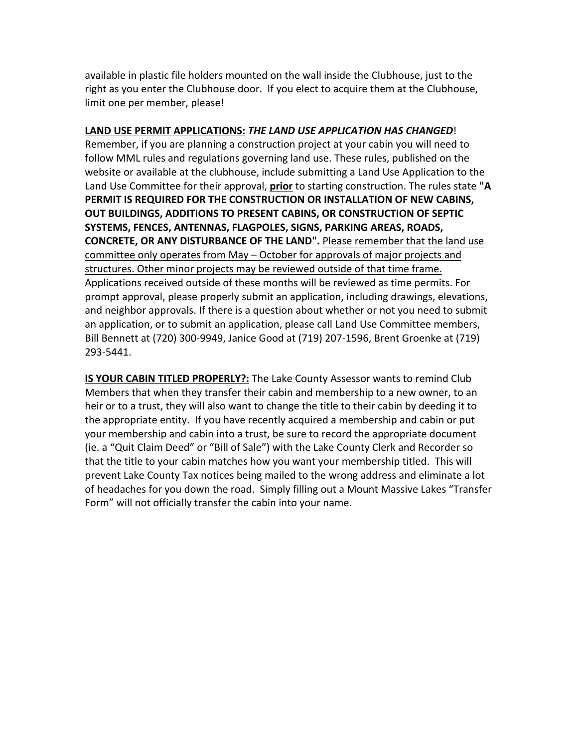available in plastic file holders mounted on the wall inside the Clubhouse, just to the right as you enter the Clubhouse door. If you elect to acquire them at the Clubhouse, limit one per member, please!

**LAND USE PERMIT APPLICATIONS:** ***THE LAND USE APPLICATION HAS CHANGED***! Remember, if you are planning a construction project at your cabin you will need to follow MML rules and regulations governing land use. These rules, published on the website or available at the clubhouse, include submitting a Land Use Application to the Land Use Committee for their approval, **prior** to starting construction. The rules state **"A PERMIT IS REQUIRED FOR THE CONSTRUCTION OR INSTALLATION OF NEW CABINS, OUT BUILDINGS, ADDITIONS TO PRESENT CABINS, OR CONSTRUCTION OF SEPTIC SYSTEMS, FENCES, ANTENNAS, FLAGPOLES, SIGNS, PARKING AREAS, ROADS, CONCRETE, OR ANY DISTURBANCE OF THE LAND".** Please remember that the land use committee only operates from May – October for approvals of major projects and structures. Other minor projects may be reviewed outside of that time frame. Applications received outside of these months will be reviewed as time permits. For prompt approval, please properly submit an application, including drawings, elevations, and neighbor approvals. If there is a question about whether or not you need to submit an application, or to submit an application, please call Land Use Committee members, Bill Bennett at (720) 300-9949, Janice Good at (719) 207-1596, Brent Groenke at (719) 293-5441.

**IS YOUR CABIN TITLED PROPERLY?:** The Lake County Assessor wants to remind Club Members that when they transfer their cabin and membership to a new owner, to an heir or to a trust, they will also want to change the title to their cabin by deeding it to the appropriate entity. If you have recently acquired a membership and cabin or put your membership and cabin into a trust, be sure to record the appropriate document (ie. a "Quit Claim Deed" or "Bill of Sale") with the Lake County Clerk and Recorder so that the title to your cabin matches how you want your membership titled. This will prevent Lake County Tax notices being mailed to the wrong address and eliminate a lot of headaches for you down the road. Simply filling out a Mount Massive Lakes "Transfer Form" will not officially transfer the cabin into your name.